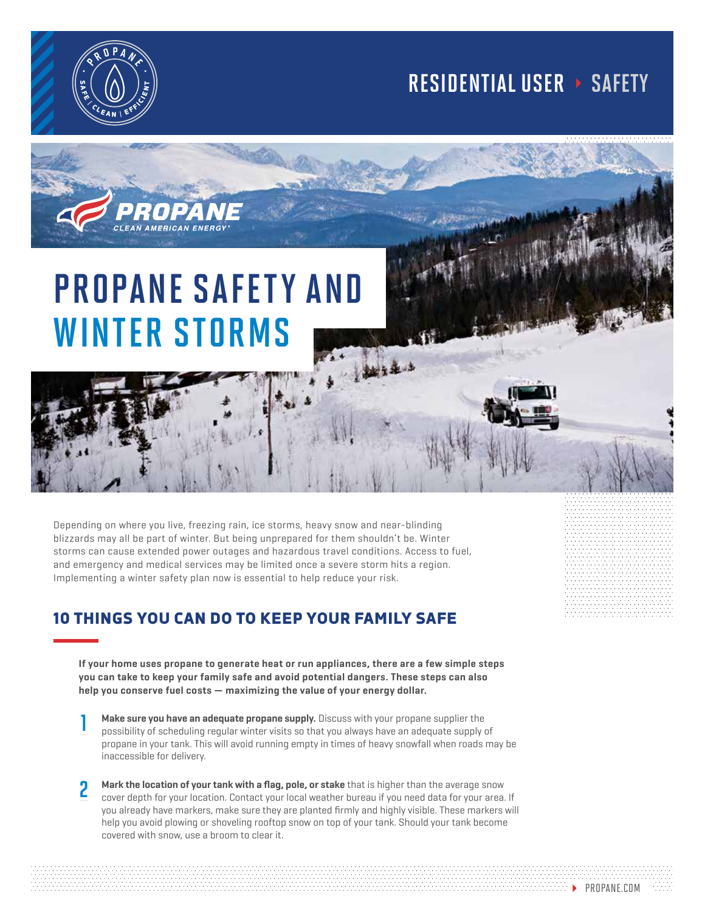RESIDENTIAL USER ▸ SAFETY

# PROPANE SAFETY AND WINTER STORMS

Depending on where you live, freezing rain, ice storms, heavy snow and near-blinding blizzards may all be part of winter. But being unprepared for them shouldn't be. Winter storms can cause extended power outages and hazardous travel conditions. Access to fuel, and emergency and medical services may be limited once a severe storm hits a region. Implementing a winter safety plan now is essential to help reduce your risk.

## 10 THINGS YOU CAN DO TO KEEP YOUR FAMILY SAFE

**If your home uses propane to generate heat or run appliances, there are a few simple steps you can take to keep your family safe and avoid potential dangers. These steps can also help you conserve fuel costs — maximizing the value of your energy dollar.**

1. **Make sure you have an adequate propane supply.** Discuss with your propane supplier the possibility of scheduling regular winter visits so that you always have an adequate supply of propane in your tank. This will avoid running empty in times of heavy snowfall when roads may be inaccessible for delivery.

2. **Mark the location of your tank with a flag, pole, or stake** that is higher than the average snow cover depth for your location. Contact your local weather bureau if you need data for your area. If you already have markers, make sure they are planted firmly and highly visible. These markers will help you avoid plowing or shoveling rooftop snow on top of your tank. Should your tank become covered with snow, use a broom to clear it.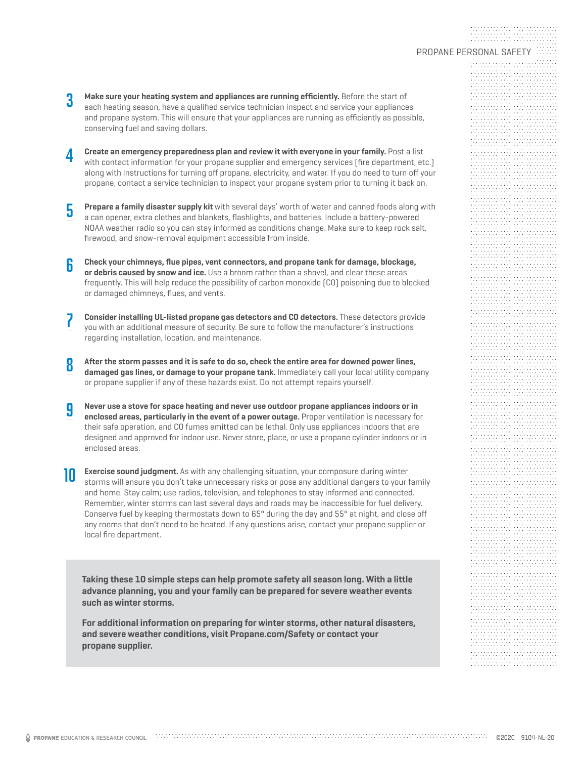3. **Make sure your heating system and appliances are running efficiently.** Before the start of each heating season, have a qualified service technician inspect and service your appliances and propane system. This will ensure that your appliances are running as efficiently as possible, conserving fuel and saving dollars.

4. **Create an emergency preparedness plan and review it with everyone in your family.** Post a list with contact information for your propane supplier and emergency services (fire department, etc.) along with instructions for turning off propane, electricity, and water. If you do need to turn off your propane, contact a service technician to inspect your propane system prior to turning it back on.

5. **Prepare a family disaster supply kit** with several days' worth of water and canned foods along with a can opener, extra clothes and blankets, flashlights, and batteries. Include a battery-powered NOAA weather radio so you can stay informed as conditions change. Make sure to keep rock salt, firewood, and snow-removal equipment accessible from inside.

6. **Check your chimneys, flue pipes, vent connectors, and propane tank for damage, blockage, or debris caused by snow and ice.** Use a broom rather than a shovel, and clear these areas frequently. This will help reduce the possibility of carbon monoxide (CO) poisoning due to blocked or damaged chimneys, flues, and vents.

7. **Consider installing UL-listed propane gas detectors and CO detectors.** These detectors provide you with an additional measure of security. Be sure to follow the manufacturer's instructions regarding installation, location, and maintenance.

8. **After the storm passes and it is safe to do so, check the entire area for downed power lines, damaged gas lines, or damage to your propane tank.** Immediately call your local utility company or propane supplier if any of these hazards exist. Do not attempt repairs yourself.

9. **Never use a stove for space heating and never use outdoor propane appliances indoors or in enclosed areas, particularly in the event of a power outage.** Proper ventilation is necessary for their safe operation, and CO fumes emitted can be lethal. Only use appliances indoors that are designed and approved for indoor use. Never store, place, or use a propane cylinder indoors or in enclosed areas.

10. **Exercise sound judgment.** As with any challenging situation, your composure during winter storms will ensure you don't take unnecessary risks or pose any additional dangers to your family and home. Stay calm; use radios, television, and telephones to stay informed and connected. Remember, winter storms can last several days and roads may be inaccessible for fuel delivery. Conserve fuel by keeping thermostats down to 65° during the day and 55° at night, and close off any rooms that don't need to be heated. If any questions arise, contact your propane supplier or local fire department.

**Taking these 10 simple steps can help promote safety all season long. With a little advance planning, you and your family can be prepared for severe weather events such as winter storms.**

**For additional information on preparing for winter storms, other natural disasters, and severe weather conditions, visit Propane.com/Safety or contact your propane supplier.**

**PROPANE** EDUCATION & RESEARCH COUNCIL

©2020 9104-NL-20